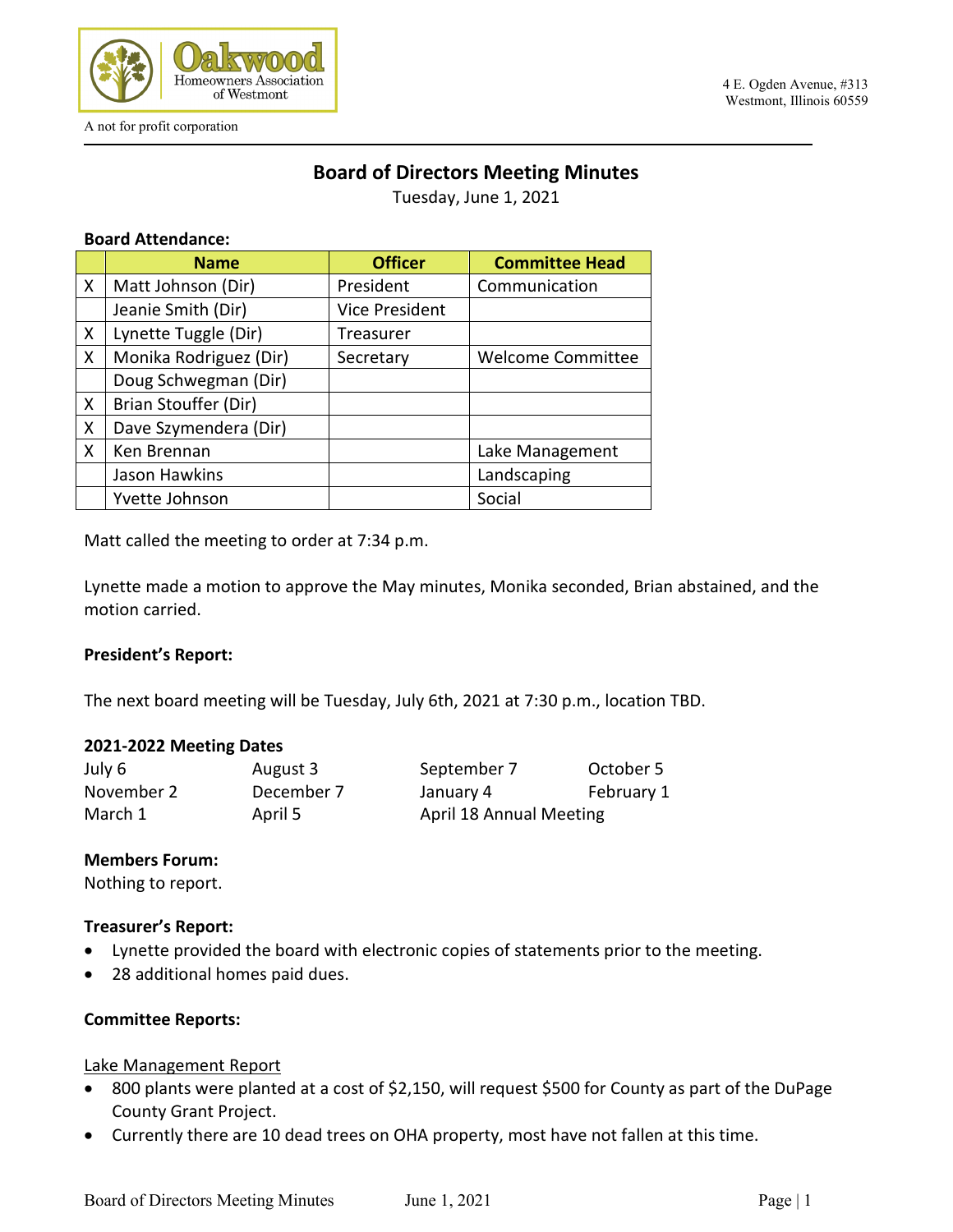Oakwood Homeowners Association of Westmont

A not for profit corporation

4 E. Ogden Avenue, #313
Westmont, Illinois 60559

# Board of Directors Meeting Minutes

Tuesday, June 1, 2021

**Board Attendance:**

| | Name | Officer | Committee Head |
|---|---|---|---|
| X | Matt Johnson (Dir) | President | Communication |
| | Jeanie Smith (Dir) | Vice President | |
| X | Lynette Tuggle (Dir) | Treasurer | |
| X | Monika Rodriguez (Dir) | Secretary | Welcome Committee |
| | Doug Schwegman (Dir) | | |
| X | Brian Stouffer (Dir) | | |
| X | Dave Szymendera (Dir) | | |
| X | Ken Brennan | | Lake Management |
| | Jason Hawkins | | Landscaping |
| | Yvette Johnson | | Social |

Matt called the meeting to order at 7:34 p.m.

Lynette made a motion to approve the May minutes, Monika seconded, Brian abstained, and the motion carried.

**President's Report:**

The next board meeting will be Tuesday, July 6th, 2021 at 7:30 p.m., location TBD.

**2021-2022 Meeting Dates**

| | | | |
|---|---|---|---|
| July 6 | August 3 | September 7 | October 5 |
| November 2 | December 7 | January 4 | February 1 |
| March 1 | April 5 | April 18 Annual Meeting | |

**Members Forum:**

Nothing to report.

**Treasurer's Report:**

- Lynette provided the board with electronic copies of statements prior to the meeting.
- 28 additional homes paid dues.

**Committee Reports:**

Lake Management Report

- 800 plants were planted at a cost of $2,150, will request $500 for County as part of the DuPage County Grant Project.
- Currently there are 10 dead trees on OHA property, most have not fallen at this time.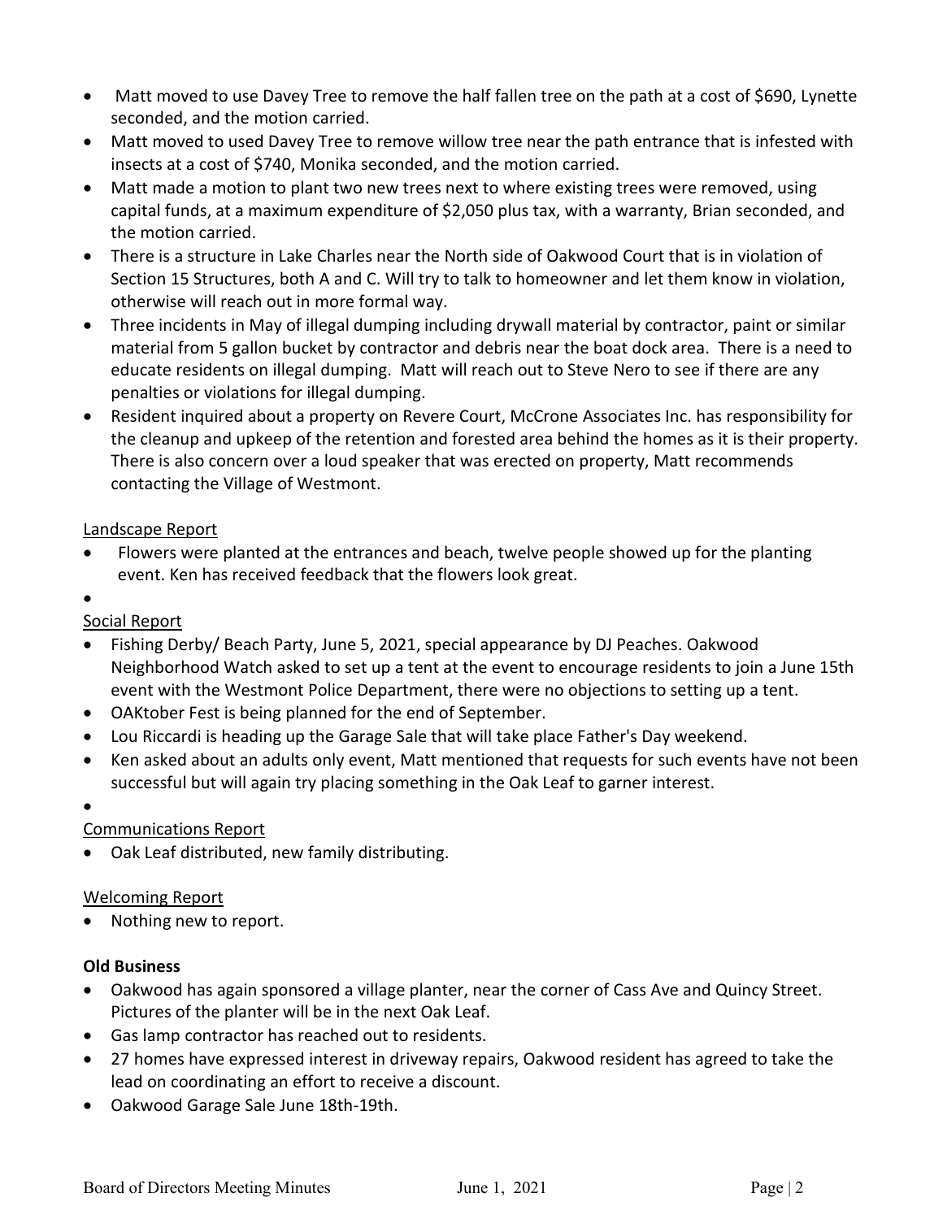- Matt moved to use Davey Tree to remove the half fallen tree on the path at a cost of $690, Lynette seconded, and the motion carried.
- Matt moved to used Davey Tree to remove willow tree near the path entrance that is infested with insects at a cost of $740, Monika seconded, and the motion carried.
- Matt made a motion to plant two new trees next to where existing trees were removed, using capital funds, at a maximum expenditure of $2,050 plus tax, with a warranty, Brian seconded, and the motion carried.
- There is a structure in Lake Charles near the North side of Oakwood Court that is in violation of Section 15 Structures, both A and C. Will try to talk to homeowner and let them know in violation, otherwise will reach out in more formal way.
- Three incidents in May of illegal dumping including drywall material by contractor, paint or similar material from 5 gallon bucket by contractor and debris near the boat dock area. There is a need to educate residents on illegal dumping. Matt will reach out to Steve Nero to see if there are any penalties or violations for illegal dumping.
- Resident inquired about a property on Revere Court, McCrone Associates Inc. has responsibility for the cleanup and upkeep of the retention and forested area behind the homes as it is their property. There is also concern over a loud speaker that was erected on property, Matt recommends contacting the Village of Westmont.

<u>Landscape Report</u>

- Flowers were planted at the entrances and beach, twelve people showed up for the planting event. Ken has received feedback that the flowers look great.
-

<u>Social Report</u>

- Fishing Derby/ Beach Party, June 5, 2021, special appearance by DJ Peaches. Oakwood Neighborhood Watch asked to set up a tent at the event to encourage residents to join a June 15th event with the Westmont Police Department, there were no objections to setting up a tent.
- OAKtober Fest is being planned for the end of September.
- Lou Riccardi is heading up the Garage Sale that will take place Father's Day weekend.
- Ken asked about an adults only event, Matt mentioned that requests for such events have not been successful but will again try placing something in the Oak Leaf to garner interest.
-

<u>Communications Report</u>

- Oak Leaf distributed, new family distributing.

<u>Welcoming Report</u>

- Nothing new to report.

**Old Business**

- Oakwood has again sponsored a village planter, near the corner of Cass Ave and Quincy Street. Pictures of the planter will be in the next Oak Leaf.
- Gas lamp contractor has reached out to residents.
- 27 homes have expressed interest in driveway repairs, Oakwood resident has agreed to take the lead on coordinating an effort to receive a discount.
- Oakwood Garage Sale June 18th-19th.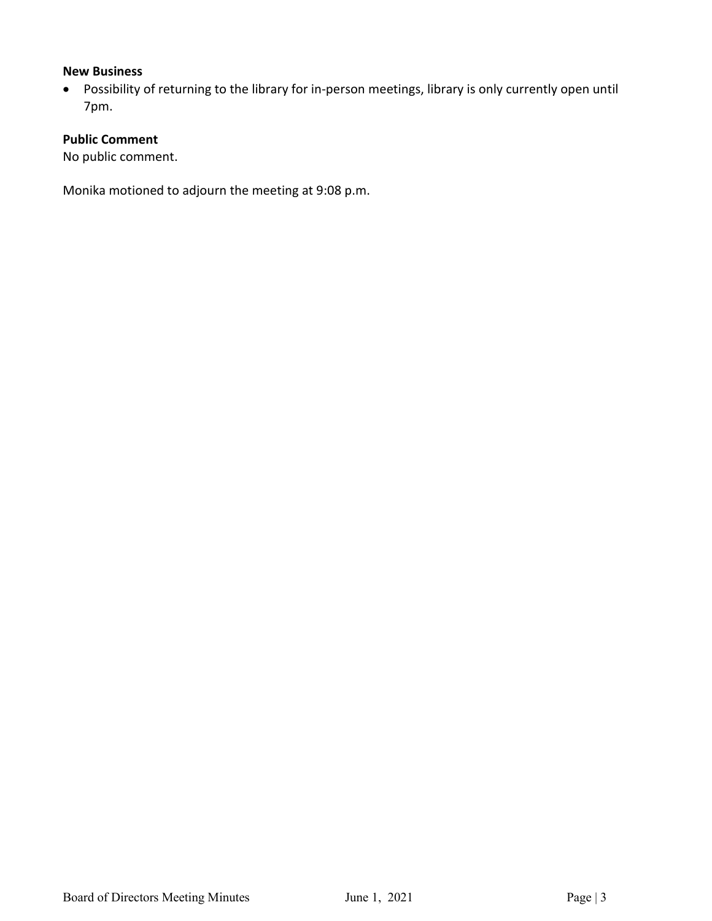**New Business**

- Possibility of returning to the library for in-person meetings, library is only currently open until 7pm.

**Public Comment**

No public comment.

Monika motioned to adjourn the meeting at 9:08 p.m.